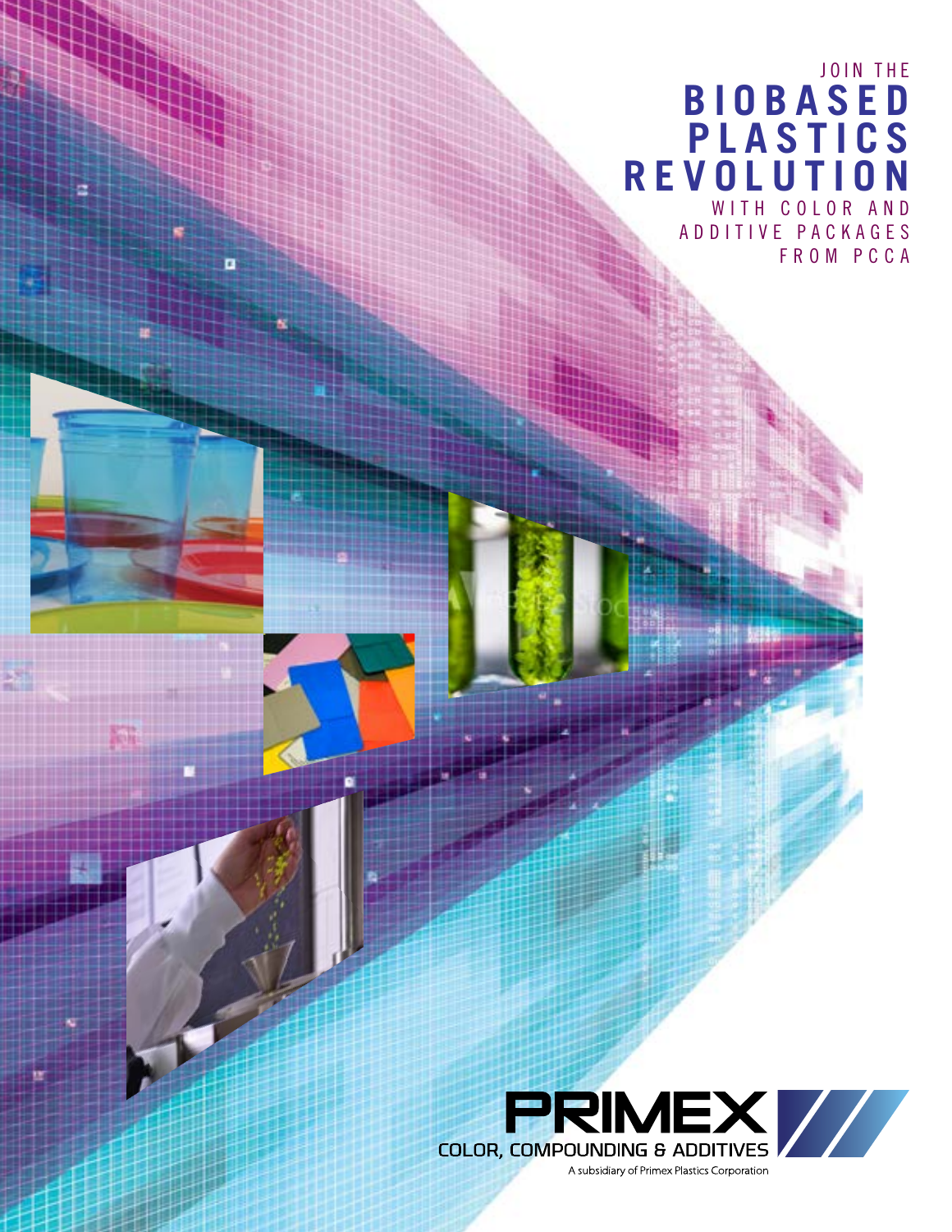JOIN THE

# BIOBASED PLASTICS REVOLUTION

WITH COLOR AND ADDITIVE PACKAGES FROM PCCA

PRIMEX

COLOR, COMPOUNDING & ADDITIVES

A subsidiary of Primex Plastics Corporation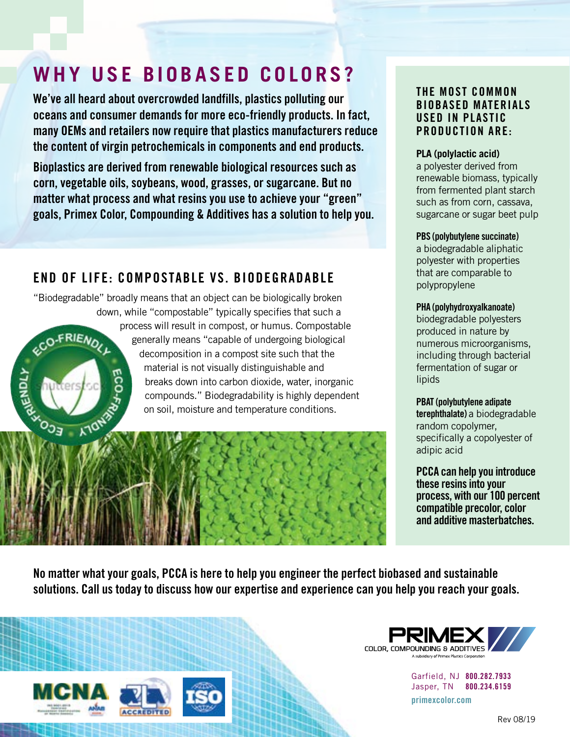# WHY USE BIOBASED COLORS?

**We've all heard about overcrowded landfills, plastics polluting our oceans and consumer demands for more eco-friendly products. In fact, many OEMs and retailers now require that plastics manufacturers reduce the content of virgin petrochemicals in components and end products.**

**Bioplastics are derived from renewable biological resources such as corn, vegetable oils, soybeans, wood, grasses, or sugarcane. But no matter what process and what resins you use to achieve your "green" goals, Primex Color, Compounding & Additives has a solution to help you.**

## END OF LIFE: COMPOSTABLE VS. BIODEGRADABLE

"Biodegradable" broadly means that an object can be biologically broken down, while "compostable" typically specifies that such a process will result in compost, or humus. Compostable generally means "capable of undergoing biological decomposition in a compost site such that the material is not visually distinguishable and breaks down into carbon dioxide, water, inorganic compounds." Biodegradability is highly dependent on soil, moisture and temperature conditions.

## THE MOST COMMON BIOBASED MATERIALS USED IN PLASTIC PRODUCTION ARE:

**PLA (polylactic acid)**
a polyester derived from renewable biomass, typically from fermented plant starch such as from corn, cassava, sugarcane or sugar beet pulp

**PBS (polybutylene succinate)**
a biodegradable aliphatic polyester with properties that are comparable to polypropylene

**PHA (polyhydroxyalkanoate)**
biodegradable polyesters produced in nature by numerous microorganisms, including through bacterial fermentation of sugar or lipids

**PBAT (polybutylene adipate terephthalate)** a biodegradable random copolymer, specifically a copolyester of adipic acid

**PCCA can help you introduce these resins into your process, with our 100 percent compatible precolor, color and additive masterbatches.**

**No matter what your goals, PCCA is here to help you engineer the perfect biobased and sustainable solutions. Call us today to discuss how our expertise and experience can you help you reach your goals.**

PRIMEX COLOR, COMPOUNDING & ADDITIVES
A subsidiary of Primex Plastics Corporation

Garfield, NJ **800.282.7933**
Jasper, TN **800.234.6159**
**primexcolor.com**

Rev 08/19